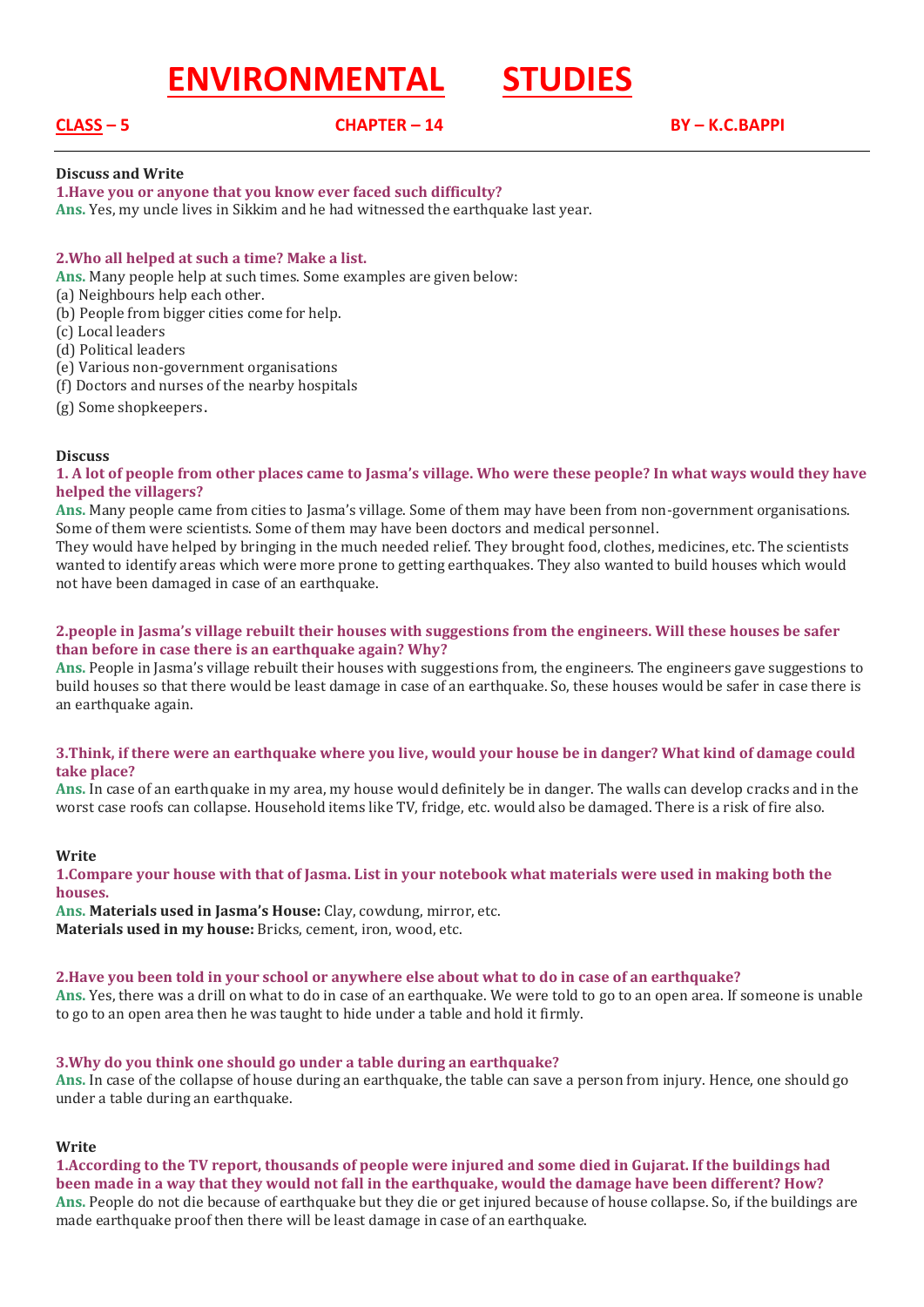# ENVIRONMENTAL STUDIES

**CLASS – 5** **CHAPTER – 14** **BY – K.C.BAPPI**

---

**Discuss and Write**

**1.Have you or anyone that you know ever faced such difficulty?**

**Ans.** Yes, my uncle lives in Sikkim and he had witnessed the earthquake last year.

**2.Who all helped at such a time? Make a list.**

**Ans.** Many people help at such times. Some examples are given below:

(a) Neighbours help each other.
(b) People from bigger cities come for help.
(c) Local leaders
(d) Political leaders
(e) Various non-government organisations
(f) Doctors and nurses of the nearby hospitals
(g) Some shopkeepers.

**Discuss**

**1. A lot of people from other places came to Jasma's village. Who were these people? In what ways would they have helped the villagers?**

**Ans.** Many people came from cities to Jasma's village. Some of them may have been from non-government organisations. Some of them were scientists. Some of them may have been doctors and medical personnel.

They would have helped by bringing in the much needed relief. They brought food, clothes, medicines, etc. The scientists wanted to identify areas which were more prone to getting earthquakes. They also wanted to build houses which would not have been damaged in case of an earthquake.

**2.people in Jasma's village rebuilt their houses with suggestions from the engineers. Will these houses be safer than before in case there is an earthquake again? Why?**

**Ans.** People in Jasma's village rebuilt their houses with suggestions from, the engineers. The engineers gave suggestions to build houses so that there would be least damage in case of an earthquake. So, these houses would be safer in case there is an earthquake again.

**3.Think, if there were an earthquake where you live, would your house be in danger? What kind of damage could take place?**

**Ans.** In case of an earthquake in my area, my house would definitely be in danger. The walls can develop cracks and in the worst case roofs can collapse. Household items like TV, fridge, etc. would also be damaged. There is a risk of fire also.

**Write**

**1.Compare your house with that of Jasma. List in your notebook what materials were used in making both the houses.**

**Ans.** **Materials used in Jasma's House:** Clay, cowdung, mirror, etc.
**Materials used in my house:** Bricks, cement, iron, wood, etc.

**2.Have you been told in your school or anywhere else about what to do in case of an earthquake?**

**Ans.** Yes, there was a drill on what to do in case of an earthquake. We were told to go to an open area. If someone is unable to go to an open area then he was taught to hide under a table and hold it firmly.

**3.Why do you think one should go under a table during an earthquake?**

**Ans.** In case of the collapse of house during an earthquake, the table can save a person from injury. Hence, one should go under a table during an earthquake.

**Write**

**1.According to the TV report, thousands of people were injured and some died in Gujarat. If the buildings had been made in a way that they would not fall in the earthquake, would the damage have been different? How?**

**Ans.** People do not die because of earthquake but they die or get injured because of house collapse. So, if the buildings are made earthquake proof then there will be least damage in case of an earthquake.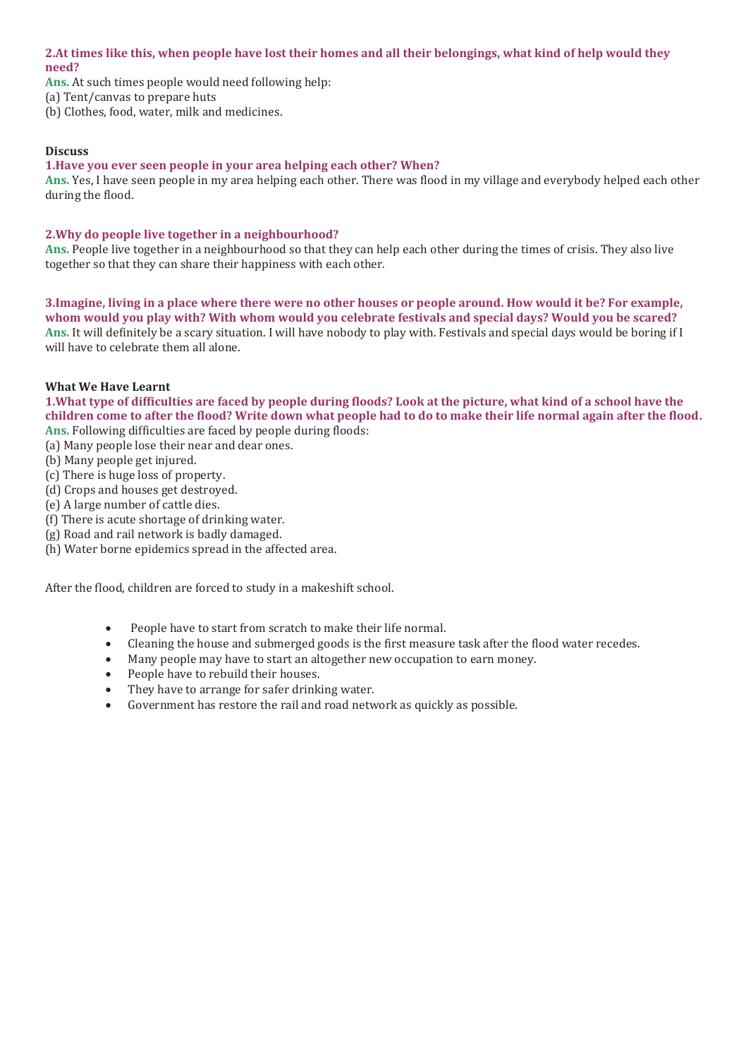**2.At times like this, when people have lost their homes and all their belongings, what kind of help would they need?**

**Ans.** At such times people would need following help:

(a) Tent/canvas to prepare huts

(b) Clothes, food, water, milk and medicines.

**Discuss**

**1.Have you ever seen people in your area helping each other? When?**

**Ans.** Yes, I have seen people in my area helping each other. There was flood in my village and everybody helped each other during the flood.

**2.Why do people live together in a neighbourhood?**

**Ans.** People live together in a neighbourhood so that they can help each other during the times of crisis. They also live together so that they can share their happiness with each other.

**3.Imagine, living in a place where there were no other houses or people around. How would it be? For example, whom would you play with? With whom would you celebrate festivals and special days? Would you be scared?**

**Ans.** It will definitely be a scary situation. I will have nobody to play with. Festivals and special days would be boring if I will have to celebrate them all alone.

**What We Have Learnt**

**1.What type of difficulties are faced by people during floods? Look at the picture, what kind of a school have the children come to after the flood? Write down what people had to do to make their life normal again after the flood.**

**Ans.** Following difficulties are faced by people during floods:

(a) Many people lose their near and dear ones.

(b) Many people get injured.

(c) There is huge loss of property.

(d) Crops and houses get destroyed.

(e) A large number of cattle dies.

(f) There is acute shortage of drinking water.

(g) Road and rail network is badly damaged.

(h) Water borne epidemics spread in the affected area.

After the flood, children are forced to study in a makeshift school.

- People have to start from scratch to make their life normal.
- Cleaning the house and submerged goods is the first measure task after the flood water recedes.
- Many people may have to start an altogether new occupation to earn money.
- People have to rebuild their houses.
- They have to arrange for safer drinking water.
- Government has restore the rail and road network as quickly as possible.